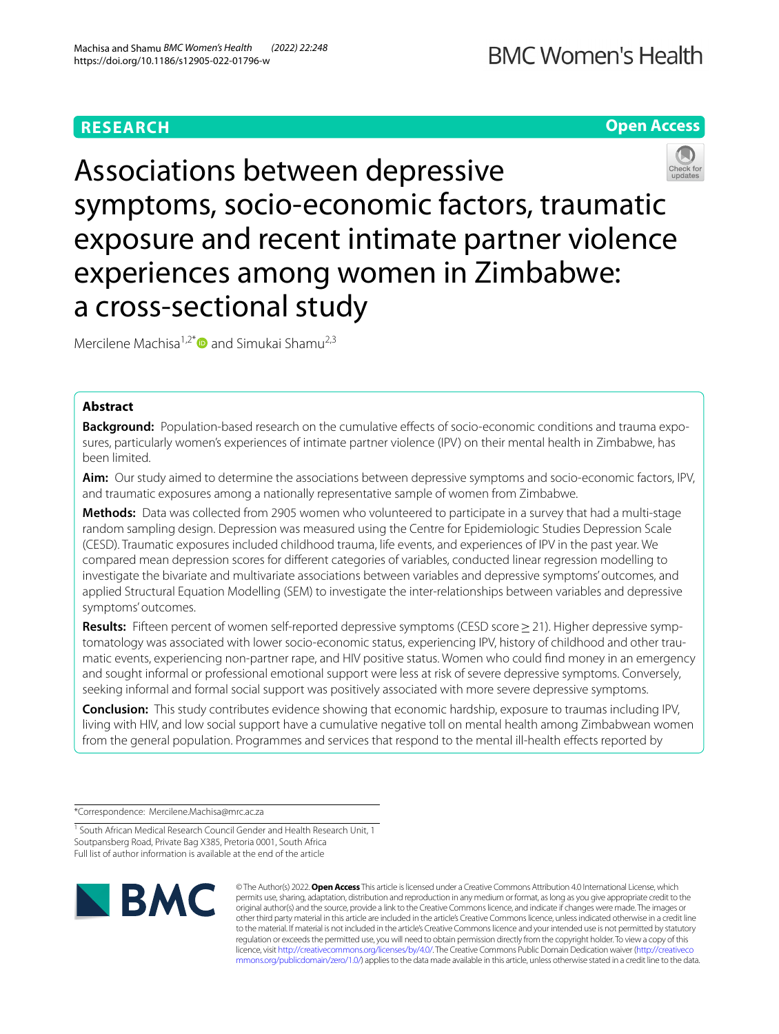**RESEARCH** **Open Access**

# Associations between depressive symptoms, socio-economic factors, traumatic exposure and recent intimate partner violence experiences among women in Zimbabwe: a cross-sectional study

Mercilene Machisa[1,2*] and Simukai Shamu[2,3]

## Abstract

**Background:** Population-based research on the cumulative effects of socio-economic conditions and trauma exposures, particularly women's experiences of intimate partner violence (IPV) on their mental health in Zimbabwe, has been limited.

**Aim:** Our study aimed to determine the associations between depressive symptoms and socio-economic factors, IPV, and traumatic exposures among a nationally representative sample of women from Zimbabwe.

**Methods:** Data was collected from 2905 women who volunteered to participate in a survey that had a multi-stage random sampling design. Depression was measured using the Centre for Epidemiologic Studies Depression Scale (CESD). Traumatic exposures included childhood trauma, life events, and experiences of IPV in the past year. We compared mean depression scores for different categories of variables, conducted linear regression modelling to investigate the bivariate and multivariate associations between variables and depressive symptoms' outcomes, and applied Structural Equation Modelling (SEM) to investigate the inter-relationships between variables and depressive symptoms' outcomes.

**Results:** Fifteen percent of women self-reported depressive symptoms (CESD score ≥ 21). Higher depressive symptomatology was associated with lower socio-economic status, experiencing IPV, history of childhood and other traumatic events, experiencing non-partner rape, and HIV positive status. Women who could find money in an emergency and sought informal or professional emotional support were less at risk of severe depressive symptoms. Conversely, seeking informal and formal social support was positively associated with more severe depressive symptoms.

**Conclusion:** This study contributes evidence showing that economic hardship, exposure to traumas including IPV, living with HIV, and low social support have a cumulative negative toll on mental health among Zimbabwean women from the general population. Programmes and services that respond to the mental ill-health effects reported by

*Correspondence: Mercilene.Machisa@mrc.ac.za

[1] South African Medical Research Council Gender and Health Research Unit, 1 Soutpansberg Road, Private Bag X385, Pretoria 0001, South Africa

Full list of author information is available at the end of the article

© The Author(s) 2022. **Open Access** This article is licensed under a Creative Commons Attribution 4.0 International License, which permits use, sharing, adaptation, distribution and reproduction in any medium or format, as long as you give appropriate credit to the original author(s) and the source, provide a link to the Creative Commons licence, and indicate if changes were made. The images or other third party material in this article are included in the article's Creative Commons licence, unless indicated otherwise in a credit line to the material. If material is not included in the article's Creative Commons licence and your intended use is not permitted by statutory regulation or exceeds the permitted use, you will need to obtain permission directly from the copyright holder. To view a copy of this licence, visit http://creativecommons.org/licenses/by/4.0/. The Creative Commons Public Domain Dedication waiver (http://creativecommons.org/publicdomain/zero/1.0/) applies to the data made available in this article, unless otherwise stated in a credit line to the data.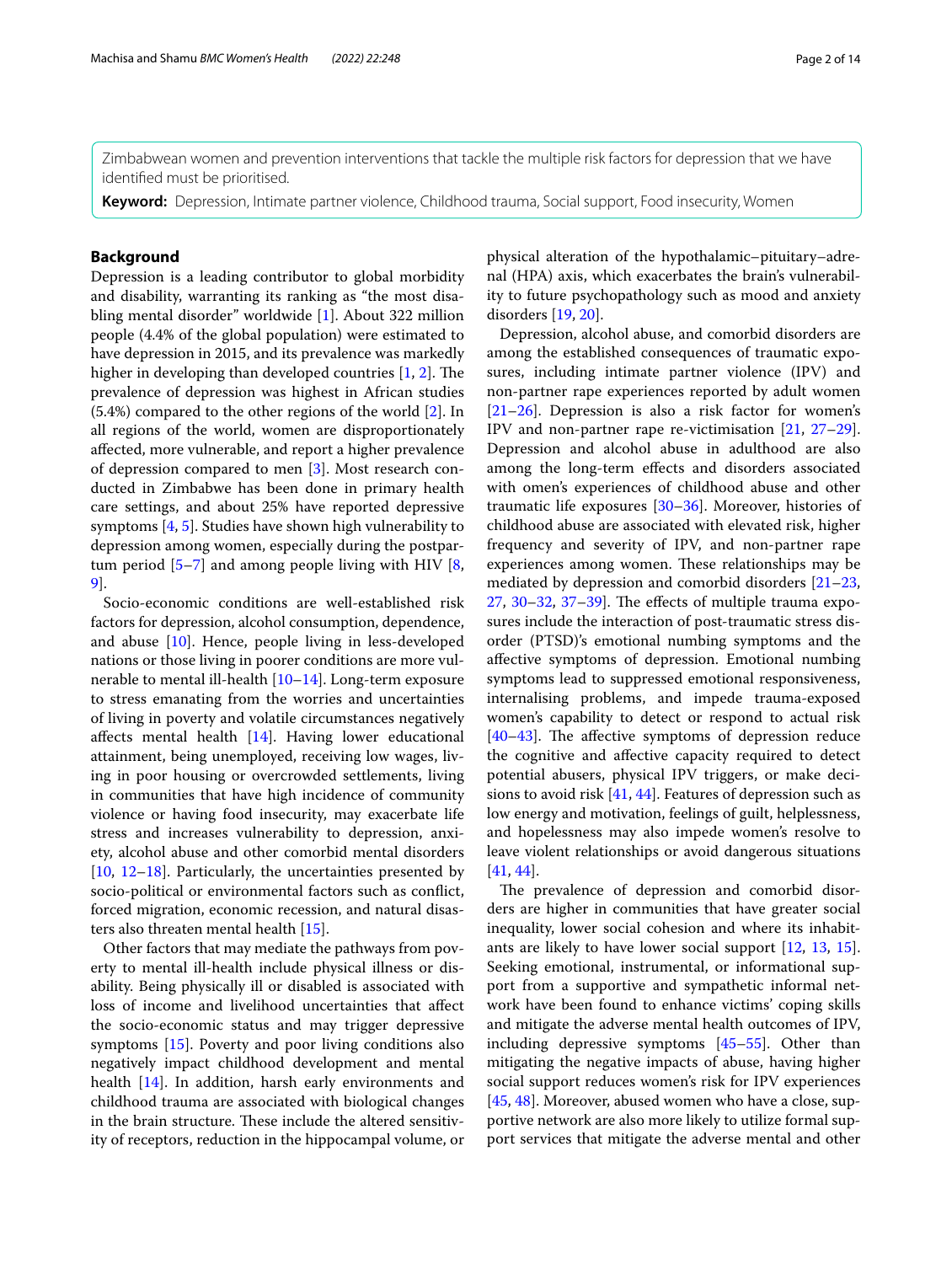Zimbabwean women and prevention interventions that tackle the multiple risk factors for depression that we have identified must be prioritised.

**Keyword:** Depression, Intimate partner violence, Childhood trauma, Social support, Food insecurity, Women

## Background

Depression is a leading contributor to global morbidity and disability, warranting its ranking as "the most disabling mental disorder" worldwide [1]. About 322 million people (4.4% of the global population) were estimated to have depression in 2015, and its prevalence was markedly higher in developing than developed countries [1, 2]. The prevalence of depression was highest in African studies (5.4%) compared to the other regions of the world [2]. In all regions of the world, women are disproportionately affected, more vulnerable, and report a higher prevalence of depression compared to men [3]. Most research conducted in Zimbabwe has been done in primary health care settings, and about 25% have reported depressive symptoms [4, 5]. Studies have shown high vulnerability to depression among women, especially during the postpartum period [5–7] and among people living with HIV [8, 9].

Socio-economic conditions are well-established risk factors for depression, alcohol consumption, dependence, and abuse [10]. Hence, people living in less-developed nations or those living in poorer conditions are more vulnerable to mental ill-health [10–14]. Long-term exposure to stress emanating from the worries and uncertainties of living in poverty and volatile circumstances negatively affects mental health [14]. Having lower educational attainment, being unemployed, receiving low wages, living in poor housing or overcrowded settlements, living in communities that have high incidence of community violence or having food insecurity, may exacerbate life stress and increases vulnerability to depression, anxiety, alcohol abuse and other comorbid mental disorders [10, 12–18]. Particularly, the uncertainties presented by socio-political or environmental factors such as conflict, forced migration, economic recession, and natural disasters also threaten mental health [15].

Other factors that may mediate the pathways from poverty to mental ill-health include physical illness or disability. Being physically ill or disabled is associated with loss of income and livelihood uncertainties that affect the socio-economic status and may trigger depressive symptoms [15]. Poverty and poor living conditions also negatively impact childhood development and mental health [14]. In addition, harsh early environments and childhood trauma are associated with biological changes in the brain structure. These include the altered sensitivity of receptors, reduction in the hippocampal volume, or physical alteration of the hypothalamic–pituitary–adrenal (HPA) axis, which exacerbates the brain's vulnerability to future psychopathology such as mood and anxiety disorders [19, 20].

Depression, alcohol abuse, and comorbid disorders are among the established consequences of traumatic exposures, including intimate partner violence (IPV) and non-partner rape experiences reported by adult women [21–26]. Depression is also a risk factor for women's IPV and non-partner rape re-victimisation [21, 27–29]. Depression and alcohol abuse in adulthood are also among the long-term effects and disorders associated with omen's experiences of childhood abuse and other traumatic life exposures [30–36]. Moreover, histories of childhood abuse are associated with elevated risk, higher frequency and severity of IPV, and non-partner rape experiences among women. These relationships may be mediated by depression and comorbid disorders [21–23, 27, 30–32, 37–39]. The effects of multiple trauma exposures include the interaction of post-traumatic stress disorder (PTSD)'s emotional numbing symptoms and the affective symptoms of depression. Emotional numbing symptoms lead to suppressed emotional responsiveness, internalising problems, and impede trauma-exposed women's capability to detect or respond to actual risk [40–43]. The affective symptoms of depression reduce the cognitive and affective capacity required to detect potential abusers, physical IPV triggers, or make decisions to avoid risk [41, 44]. Features of depression such as low energy and motivation, feelings of guilt, helplessness, and hopelessness may also impede women's resolve to leave violent relationships or avoid dangerous situations [41, 44].

The prevalence of depression and comorbid disorders are higher in communities that have greater social inequality, lower social cohesion and where its inhabitants are likely to have lower social support [12, 13, 15]. Seeking emotional, instrumental, or informational support from a supportive and sympathetic informal network have been found to enhance victims' coping skills and mitigate the adverse mental health outcomes of IPV, including depressive symptoms [45–55]. Other than mitigating the negative impacts of abuse, having higher social support reduces women's risk for IPV experiences [45, 48]. Moreover, abused women who have a close, supportive network are also more likely to utilize formal support services that mitigate the adverse mental and other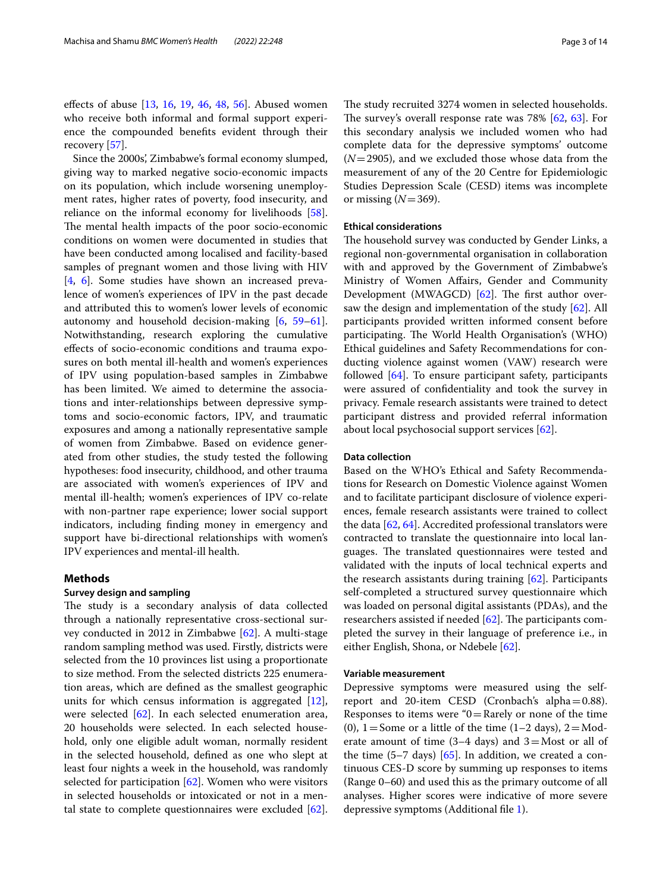effects of abuse [13, 16, 19, 46, 48, 56]. Abused women who receive both informal and formal support experience the compounded benefits evident through their recovery [57].

Since the 2000s', Zimbabwe's formal economy slumped, giving way to marked negative socio-economic impacts on its population, which include worsening unemployment rates, higher rates of poverty, food insecurity, and reliance on the informal economy for livelihoods [58]. The mental health impacts of the poor socio-economic conditions on women were documented in studies that have been conducted among localised and facility-based samples of pregnant women and those living with HIV [4, 6]. Some studies have shown an increased prevalence of women's experiences of IPV in the past decade and attributed this to women's lower levels of economic autonomy and household decision-making [6, 59–61]. Notwithstanding, research exploring the cumulative effects of socio-economic conditions and trauma exposures on both mental ill-health and women's experiences of IPV using population-based samples in Zimbabwe has been limited. We aimed to determine the associations and inter-relationships between depressive symptoms and socio-economic factors, IPV, and traumatic exposures and among a nationally representative sample of women from Zimbabwe. Based on evidence generated from other studies, the study tested the following hypotheses: food insecurity, childhood, and other trauma are associated with women's experiences of IPV and mental ill-health; women's experiences of IPV co-relate with non-partner rape experience; lower social support indicators, including finding money in emergency and support have bi-directional relationships with women's IPV experiences and mental-ill health.

## Methods

### Survey design and sampling

The study is a secondary analysis of data collected through a nationally representative cross-sectional survey conducted in 2012 in Zimbabwe [62]. A multi-stage random sampling method was used. Firstly, districts were selected from the 10 provinces list using a proportionate to size method. From the selected districts 225 enumeration areas, which are defined as the smallest geographic units for which census information is aggregated [12], were selected [62]. In each selected enumeration area, 20 households were selected. In each selected household, only one eligible adult woman, normally resident in the selected household, defined as one who slept at least four nights a week in the household, was randomly selected for participation [62]. Women who were visitors in selected households or intoxicated or not in a mental state to complete questionnaires were excluded [62]. The study recruited 3274 women in selected households. The survey's overall response rate was 78% [62, 63]. For this secondary analysis we included women who had complete data for the depressive symptoms' outcome ($N=2905$), and we excluded those whose data from the measurement of any of the 20 Centre for Epidemiologic Studies Depression Scale (CESD) items was incomplete or missing ($N=369$).

### Ethical considerations

The household survey was conducted by Gender Links, a regional non-governmental organisation in collaboration with and approved by the Government of Zimbabwe's Ministry of Women Affairs, Gender and Community Development (MWAGCD) [62]. The first author oversaw the design and implementation of the study [62]. All participants provided written informed consent before participating. The World Health Organisation's (WHO) Ethical guidelines and Safety Recommendations for conducting violence against women (VAW) research were followed [64]. To ensure participant safety, participants were assured of confidentiality and took the survey in privacy. Female research assistants were trained to detect participant distress and provided referral information about local psychosocial support services [62].

### Data collection

Based on the WHO's Ethical and Safety Recommendations for Research on Domestic Violence against Women and to facilitate participant disclosure of violence experiences, female research assistants were trained to collect the data [62, 64]. Accredited professional translators were contracted to translate the questionnaire into local languages. The translated questionnaires were tested and validated with the inputs of local technical experts and the research assistants during training [62]. Participants self-completed a structured survey questionnaire which was loaded on personal digital assistants (PDAs), and the researchers assisted if needed [62]. The participants completed the survey in their language of preference i.e., in either English, Shona, or Ndebele [62].

### Variable measurement

Depressive symptoms were measured using the self-report and 20-item CESD (Cronbach's alpha = 0.88). Responses to items were "0 = Rarely or none of the time (0), 1 = Some or a little of the time (1–2 days), 2 = Moderate amount of time (3–4 days) and 3 = Most or all of the time (5–7 days) [65]. In addition, we created a continuous CES-D score by summing up responses to items (Range 0–60) and used this as the primary outcome of all analyses. Higher scores were indicative of more severe depressive symptoms (Additional file 1).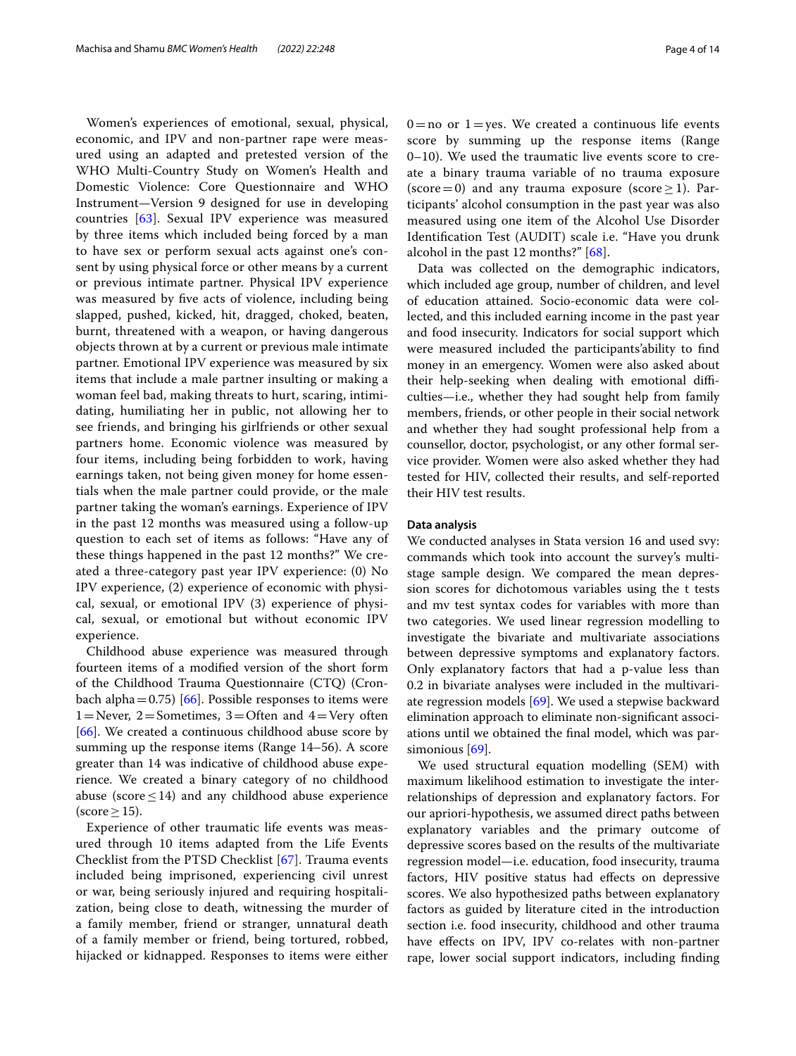Women's experiences of emotional, sexual, physical, economic, and IPV and non-partner rape were measured using an adapted and pretested version of the WHO Multi-Country Study on Women's Health and Domestic Violence: Core Questionnaire and WHO Instrument—Version 9 designed for use in developing countries [63]. Sexual IPV experience was measured by three items which included being forced by a man to have sex or perform sexual acts against one's consent by using physical force or other means by a current or previous intimate partner. Physical IPV experience was measured by five acts of violence, including being slapped, pushed, kicked, hit, dragged, choked, beaten, burnt, threatened with a weapon, or having dangerous objects thrown at by a current or previous male intimate partner. Emotional IPV experience was measured by six items that include a male partner insulting or making a woman feel bad, making threats to hurt, scaring, intimidating, humiliating her in public, not allowing her to see friends, and bringing his girlfriends or other sexual partners home. Economic violence was measured by four items, including being forbidden to work, having earnings taken, not being given money for home essentials when the male partner could provide, or the male partner taking the woman's earnings. Experience of IPV in the past 12 months was measured using a follow-up question to each set of items as follows: "Have any of these things happened in the past 12 months?" We created a three-category past year IPV experience: (0) No IPV experience, (2) experience of economic with physical, sexual, or emotional IPV (3) experience of physical, sexual, or emotional but without economic IPV experience.

Childhood abuse experience was measured through fourteen items of a modified version of the short form of the Childhood Trauma Questionnaire (CTQ) (Cronbach alpha = 0.75) [66]. Possible responses to items were 1 = Never, 2 = Sometimes, 3 = Often and 4 = Very often [66]. We created a continuous childhood abuse score by summing up the response items (Range 14–56). A score greater than 14 was indicative of childhood abuse experience. We created a binary category of no childhood abuse (score ≤ 14) and any childhood abuse experience (score ≥ 15).

Experience of other traumatic life events was measured through 10 items adapted from the Life Events Checklist from the PTSD Checklist [67]. Trauma events included being imprisoned, experiencing civil unrest or war, being seriously injured and requiring hospitalization, being close to death, witnessing the murder of a family member, friend or stranger, unnatural death of a family member or friend, being tortured, robbed, hijacked or kidnapped. Responses to items were either 0 = no or 1 = yes. We created a continuous life events score by summing up the response items (Range 0–10). We used the traumatic live events score to create a binary trauma variable of no trauma exposure (score = 0) and any trauma exposure (score ≥ 1). Participants' alcohol consumption in the past year was also measured using one item of the Alcohol Use Disorder Identification Test (AUDIT) scale i.e. "Have you drunk alcohol in the past 12 months?" [68].

Data was collected on the demographic indicators, which included age group, number of children, and level of education attained. Socio-economic data were collected, and this included earning income in the past year and food insecurity. Indicators for social support which were measured included the participants'ability to find money in an emergency. Women were also asked about their help-seeking when dealing with emotional difficulties—i.e., whether they had sought help from family members, friends, or other people in their social network and whether they had sought professional help from a counsellor, doctor, psychologist, or any other formal service provider. Women were also asked whether they had tested for HIV, collected their results, and self-reported their HIV test results.

### Data analysis

We conducted analyses in Stata version 16 and used svy: commands which took into account the survey's multistage sample design. We compared the mean depression scores for dichotomous variables using the t tests and mv test syntax codes for variables with more than two categories. We used linear regression modelling to investigate the bivariate and multivariate associations between depressive symptoms and explanatory factors. Only explanatory factors that had a p-value less than 0.2 in bivariate analyses were included in the multivariate regression models [69]. We used a stepwise backward elimination approach to eliminate non-significant associations until we obtained the final model, which was parsimonious [69].

We used structural equation modelling (SEM) with maximum likelihood estimation to investigate the interrelationships of depression and explanatory factors. For our apriori-hypothesis, we assumed direct paths between explanatory variables and the primary outcome of depressive scores based on the results of the multivariate regression model—i.e. education, food insecurity, trauma factors, HIV positive status had effects on depressive scores. We also hypothesized paths between explanatory factors as guided by literature cited in the introduction section i.e. food insecurity, childhood and other trauma have effects on IPV, IPV co-relates with non-partner rape, lower social support indicators, including finding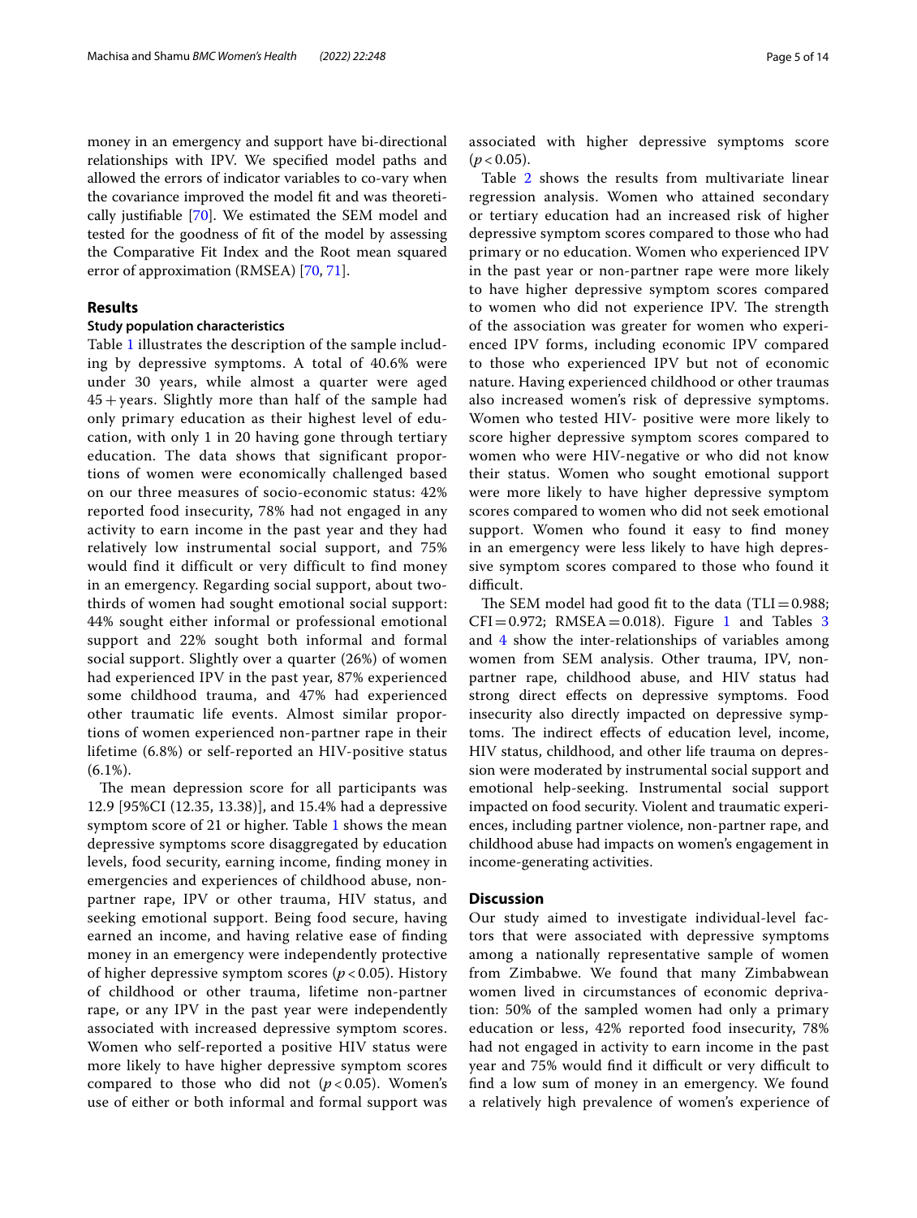money in an emergency and support have bi-directional relationships with IPV. We specified model paths and allowed the errors of indicator variables to co-vary when the covariance improved the model fit and was theoretically justifiable [70]. We estimated the SEM model and tested for the goodness of fit of the model by assessing the Comparative Fit Index and the Root mean squared error of approximation (RMSEA) [70, 71].

## Results

### Study population characteristics

Table 1 illustrates the description of the sample including by depressive symptoms. A total of 40.6% were under 30 years, while almost a quarter were aged 45 + years. Slightly more than half of the sample had only primary education as their highest level of education, with only 1 in 20 having gone through tertiary education. The data shows that significant proportions of women were economically challenged based on our three measures of socio-economic status: 42% reported food insecurity, 78% had not engaged in any activity to earn income in the past year and they had relatively low instrumental social support, and 75% would find it difficult or very difficult to find money in an emergency. Regarding social support, about two-thirds of women had sought emotional social support: 44% sought either informal or professional emotional support and 22% sought both informal and formal social support. Slightly over a quarter (26%) of women had experienced IPV in the past year, 87% experienced some childhood trauma, and 47% had experienced other traumatic life events. Almost similar proportions of women experienced non-partner rape in their lifetime (6.8%) or self-reported an HIV-positive status (6.1%).

The mean depression score for all participants was 12.9 [95%CI (12.35, 13.38)], and 15.4% had a depressive symptom score of 21 or higher. Table 1 shows the mean depressive symptoms score disaggregated by education levels, food security, earning income, finding money in emergencies and experiences of childhood abuse, non-partner rape, IPV or other trauma, HIV status, and seeking emotional support. Being food secure, having earned an income, and having relative ease of finding money in an emergency were independently protective of higher depressive symptom scores ($p < 0.05$). History of childhood or other trauma, lifetime non-partner rape, or any IPV in the past year were independently associated with increased depressive symptom scores. Women who self-reported a positive HIV status were more likely to have higher depressive symptom scores compared to those who did not ($p < 0.05$). Women's use of either or both informal and formal support was associated with higher depressive symptoms score ($p < 0.05$).

Table 2 shows the results from multivariate linear regression analysis. Women who attained secondary or tertiary education had an increased risk of higher depressive symptom scores compared to those who had primary or no education. Women who experienced IPV in the past year or non-partner rape were more likely to have higher depressive symptom scores compared to women who did not experience IPV. The strength of the association was greater for women who experienced IPV forms, including economic IPV compared to those who experienced IPV but not of economic nature. Having experienced childhood or other traumas also increased women's risk of depressive symptoms. Women who tested HIV- positive were more likely to score higher depressive symptom scores compared to women who were HIV-negative or who did not know their status. Women who sought emotional support were more likely to have higher depressive symptom scores compared to women who did not seek emotional support. Women who found it easy to find money in an emergency were less likely to have high depressive symptom scores compared to those who found it difficult.

The SEM model had good fit to the data (TLI = 0.988; CFI = 0.972; RMSEA = 0.018). Figure 1 and Tables 3 and 4 show the inter-relationships of variables among women from SEM analysis. Other trauma, IPV, non-partner rape, childhood abuse, and HIV status had strong direct effects on depressive symptoms. Food insecurity also directly impacted on depressive symptoms. The indirect effects of education level, income, HIV status, childhood, and other life trauma on depression were moderated by instrumental social support and emotional help-seeking. Instrumental social support impacted on food security. Violent and traumatic experiences, including partner violence, non-partner rape, and childhood abuse had impacts on women's engagement in income-generating activities.

## Discussion

Our study aimed to investigate individual-level factors that were associated with depressive symptoms among a nationally representative sample of women from Zimbabwe. We found that many Zimbabwean women lived in circumstances of economic deprivation: 50% of the sampled women had only a primary education or less, 42% reported food insecurity, 78% had not engaged in activity to earn income in the past year and 75% would find it difficult or very difficult to find a low sum of money in an emergency. We found a relatively high prevalence of women's experience of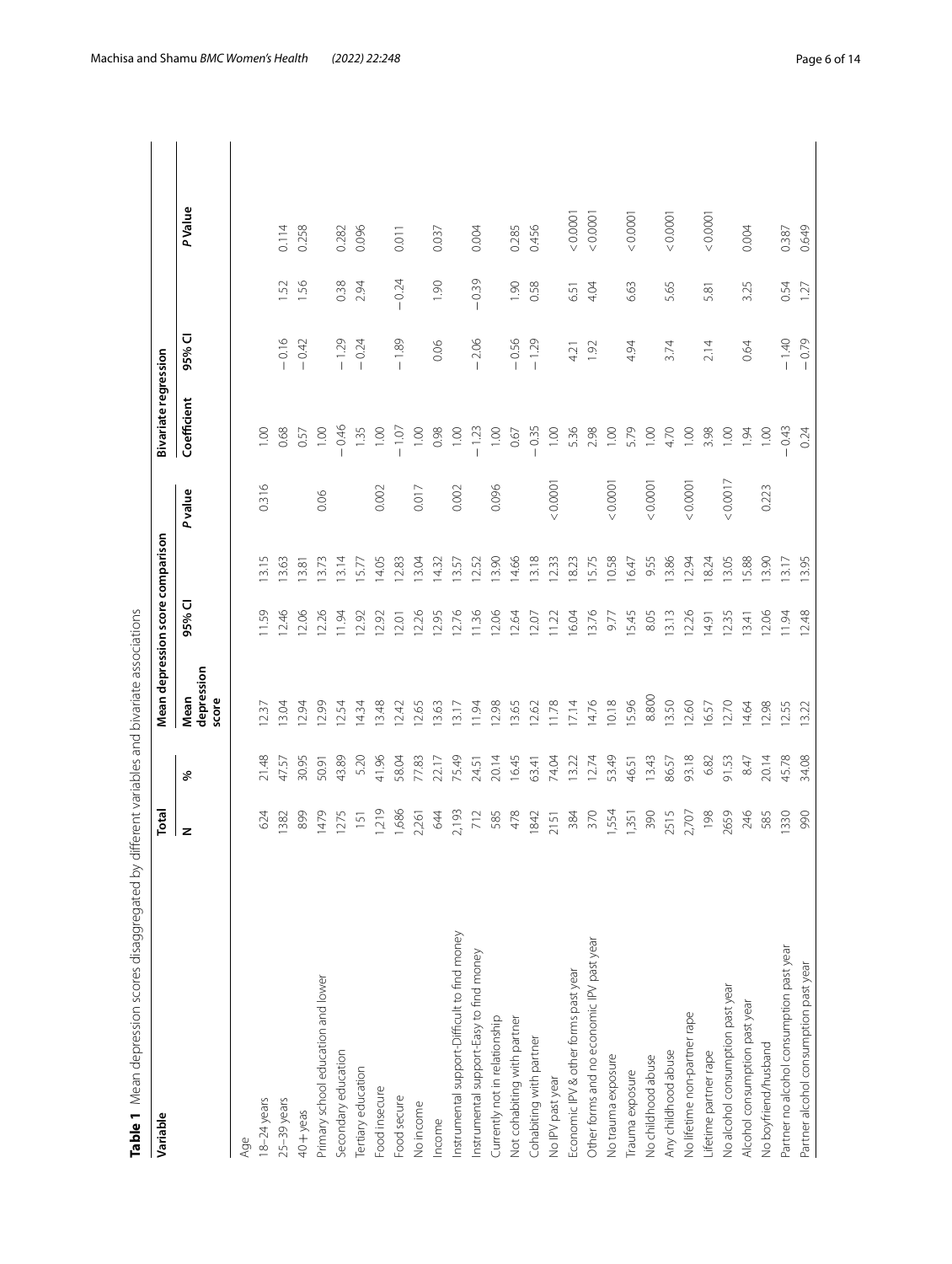**Table 1** Mean depression scores disaggregated by different variables and bivariate associations

| Variable | Total | | Mean depression score comparison | | | | Bivariate regression | | | |
|---|---|---|---|---|---|---|---|---|---|---|
| | N | % | Mean depression score | 95% CI | | P value | Coefficient | 95% CI | | P Value |
| Age | | | | | | | | | | |
| 18–24 years | 624 | 21.48 | 12.37 | 11.59 | 13.15 | 0.316 | 1.00 | | | |
| 25–39 years | 1382 | 47.57 | 13.04 | 12.46 | 13.63 | | 0.68 | −0.16 | 1.52 | 0.114 |
| 40 + yeas | 899 | 30.95 | 12.94 | 12.06 | 13.81 | | 0.57 | −0.42 | 1.56 | 0.258 |
| Primary school education and lower | 1479 | 50.91 | 12.99 | 12.26 | 13.73 | 0.06 | 1.00 | | | |
| Secondary education | 1275 | 43.89 | 12.54 | 11.94 | 13.14 | | −0.46 | −1.29 | 0.38 | 0.282 |
| Tertiary education | 151 | 5.20 | 14.34 | 12.92 | 15.77 | | 1.35 | −0.24 | 2.94 | 0.096 |
| Food insecure | 1,219 | 41.96 | 13.48 | 12.92 | 14.05 | 0.002 | 1.00 | | | |
| Food secure | 1,686 | 58.04 | 12.42 | 12.01 | 12.83 | | −1.07 | −1.89 | −0.24 | 0.011 |
| No income | 2,261 | 77.83 | 12.65 | 12.26 | 13.04 | 0.017 | 1.00 | | | |
| Income | 644 | 22.17 | 13.63 | 12.95 | 14.32 | | 0.98 | 0.06 | 1.90 | 0.037 |
| Instrumental support-Difficult to find money | 2,193 | 75.49 | 13.17 | 12.76 | 13.57 | 0.002 | 1.00 | | | |
| Instrumental support-Easy to find money | 712 | 24.51 | 11.94 | 11.36 | 12.52 | | −1.23 | −2.06 | −0.39 | 0.004 |
| Currently not in relationship | 585 | 20.14 | 12.98 | 12.06 | 13.90 | 0.096 | 1.00 | | | |
| Not cohabiting with partner | 478 | 16.45 | 13.65 | 12.64 | 14.66 | | 0.67 | −0.56 | 1.90 | 0.285 |
| Cohabiting with partner | 1842 | 63.41 | 12.62 | 12.07 | 13.18 | | −0.35 | −1.29 | 0.58 | 0.456 |
| No IPV past year | 2151 | 74.04 | 11.78 | 11.22 | 12.33 | < 0.0001 | 1.00 | | | |
| Economic IPV & other forms past year | 384 | 13.22 | 17.14 | 16.04 | 18.23 | | 5.36 | 4.21 | 6.51 | < 0.0001 |
| Other forms and no economic IPV past year | 370 | 12.74 | 14.76 | 13.76 | 15.75 | | 2.98 | 1.92 | 4.04 | < 0.0001 |
| No trauma exposure | 1,554 | 53.49 | 10.18 | 9.77 | 10.58 | < 0.0001 | 1.00 | | | |
| Trauma exposure | 1,351 | 46.51 | 15.96 | 15.45 | 16.47 | | 5.79 | 4.94 | 6.63 | < 0.0001 |
| No childhood abuse | 390 | 13.43 | 8.800 | 8.05 | 9.55 | < 0.0001 | 1.00 | | | |
| Any childhood abuse | 2515 | 86.57 | 13.50 | 13.13 | 13.86 | | 4.70 | 3.74 | 5.65 | < 0.0001 |
| No lifetime non-partner rape | 2,707 | 93.18 | 12.60 | 12.26 | 12.94 | < 0.0001 | 1.00 | | | |
| Lifetime partner rape | 198 | 6.82 | 16.57 | 14.91 | 18.24 | | 3.98 | 2.14 | 5.81 | < 0.0001 |
| No alcohol consumption past year | 2659 | 91.53 | 12.70 | 12.35 | 13.05 | < 0.0017 | 1.00 | | | |
| Alcohol consumption past year | 246 | 8.47 | 14.64 | 13.41 | 15.88 | | 1.94 | 0.64 | 3.25 | 0.004 |
| No boyfriend/husband | 585 | 20.14 | 12.98 | 12.06 | 13.90 | 0.223 | 1.00 | | | |
| Partner no alcohol consumption past year | 1330 | 45.78 | 12.55 | 11.94 | 13.17 | | −0.43 | −1.40 | 0.54 | 0.387 |
| Partner alcohol consumption past year | 990 | 34.08 | 13.22 | 12.48 | 13.95 | | 0.24 | −0.79 | 1.27 | 0.649 |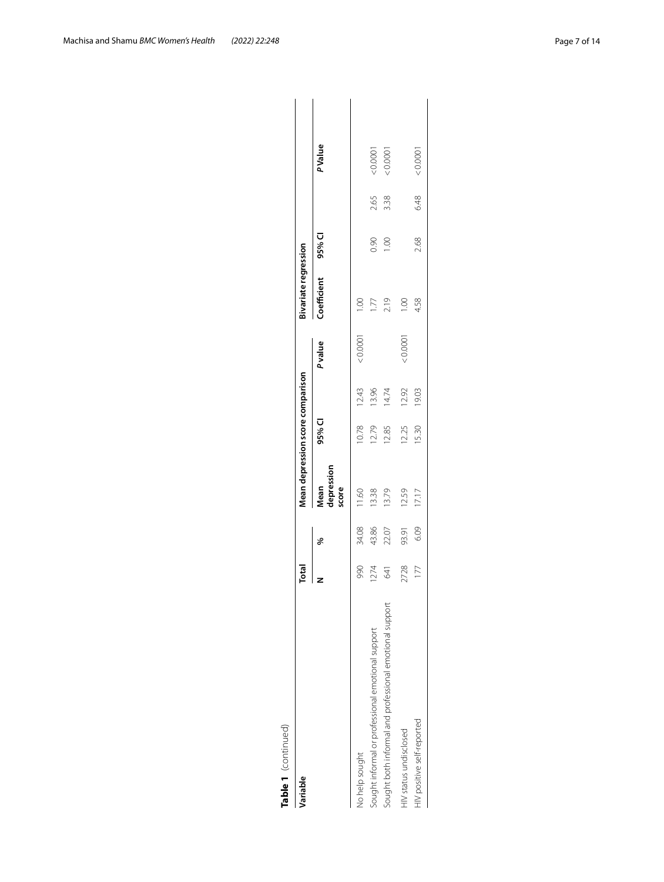**Table 1** (continued)

| Variable | Total | | Mean depression score comparison | | | | Bivariate regression | | | |
|---|---|---|---|---|---|---|---|---|---|---|
| | N | % | Mean depression score | 95% CI | | *P* value | Coefficient | 95% CI | | *P* Value |
| No help sought | 990 | 34.08 | 11.60 | 10.78 | 12.43 | < 0.0001 | 1.00 | | | |
| Sought informal or professional emotional support | 1274 | 43.86 | 13.38 | 12.79 | 13.96 | | 1.77 | 0.90 | 2.65 | < 0.0001 |
| Sought both informal and professional emotional support | 641 | 22.07 | 13.79 | 12.85 | 14.74 | | 2.19 | 1.00 | 3.38 | < 0.0001 |
| HIV status undisclosed | 2728 | 93.91 | 12.59 | 12.25 | 12.92 | < 0.0001 | 1.00 | | | |
| HIV positive self-reported | 177 | 6.09 | 17.17 | 15.30 | 19.03 | | 4.58 | 2.68 | 6.48 | < 0.0001 |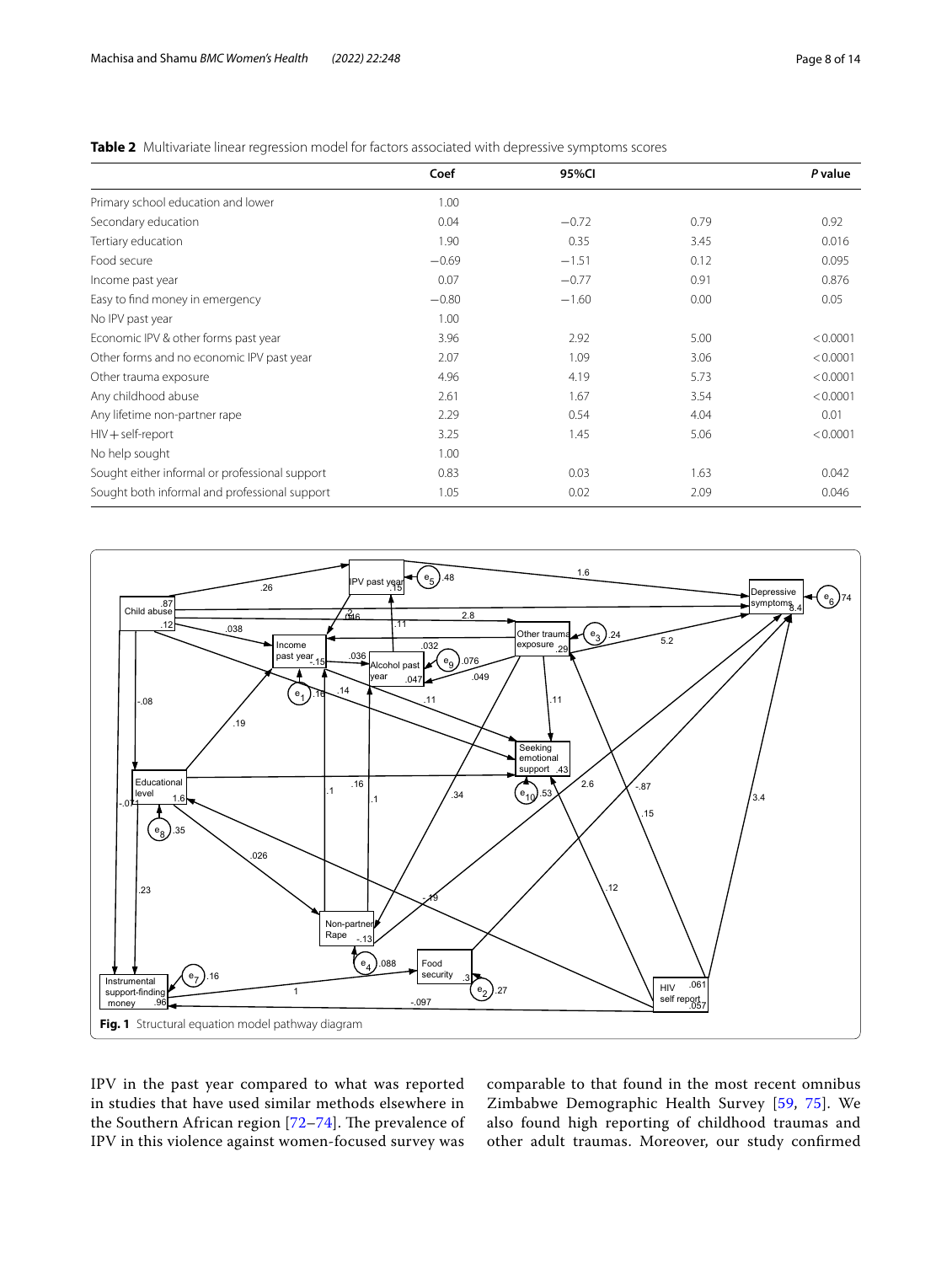**Table 2** Multivariate linear regression model for factors associated with depressive symptoms scores

| | Coef | 95%CI | | *P* value |
|---|---|---|---|---|
| Primary school education and lower | 1.00 | | | |
| Secondary education | 0.04 | −0.72 | 0.79 | 0.92 |
| Tertiary education | 1.90 | 0.35 | 3.45 | 0.016 |
| Food secure | −0.69 | −1.51 | 0.12 | 0.095 |
| Income past year | 0.07 | −0.77 | 0.91 | 0.876 |
| Easy to find money in emergency | −0.80 | −1.60 | 0.00 | 0.05 |
| No IPV past year | 1.00 | | | |
| Economic IPV & other forms past year | 3.96 | 2.92 | 5.00 | <0.0001 |
| Other forms and no economic IPV past year | 2.07 | 1.09 | 3.06 | <0.0001 |
| Other trauma exposure | 4.96 | 4.19 | 5.73 | <0.0001 |
| Any childhood abuse | 2.61 | 1.67 | 3.54 | <0.0001 |
| Any lifetime non-partner rape | 2.29 | 0.54 | 4.04 | 0.01 |
| HIV+self-report | 3.25 | 1.45 | 5.06 | <0.0001 |
| No help sought | 1.00 | | | |
| Sought either informal or professional support | 0.83 | 0.03 | 1.63 | 0.042 |
| Sought both informal and professional support | 1.05 | 0.02 | 2.09 | 0.046 |

**Fig. 1** Structural equation model pathway diagram

IPV in the past year compared to what was reported in studies that have used similar methods elsewhere in the Southern African region [72–74]. The prevalence of IPV in this violence against women-focused survey was comparable to that found in the most recent omnibus Zimbabwe Demographic Health Survey [59, 75]. We also found high reporting of childhood traumas and other adult traumas. Moreover, our study confirmed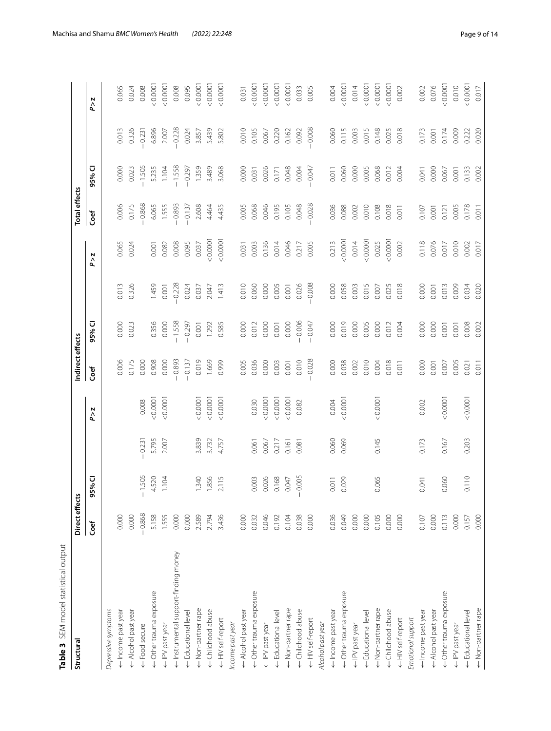**Table 3** SEM model statistical output

| Structural | Direct effects | | | | Indirect effects | | | | Total effects | | | |
|---|---|---|---|---|---|---|---|---|---|---|---|---|
| | Coef | 95% CI | | P > z | Coef | 95% CI | | P > z | Coef | 95% CI | | P > z |
| *Depressive symptoms* | | | | | | | | | | | | |
| ← Income past year | 0.000 | | | | 0.006 | 0.000 | 0.013 | 0.065 | 0.006 | 0.000 | 0.013 | 0.065 |
| ← Alcohol past year | 0.000 | | | | 0.175 | 0.023 | 0.326 | 0.024 | 0.175 | 0.023 | 0.326 | 0.024 |
| ← Food secure | −0.868 | −1.505 | −0.231 | 0.008 | 0.000 | | | | −0.868 | −1.505 | −0.231 | 0.008 |
| ← Other trauma exposure | 5.158 | 4.520 | 5.795 | < 0.0001 | 0.908 | 0.356 | 1.459 | 0.001 | 6.065 | 5.235 | 6.896 | < 0.0001 |
| ← IPV past year | 1.555 | 1.104 | 2.007 | < 0.0001 | 0.000 | 0.000 | 0.001 | 0.082 | 1.555 | 1.104 | 2.007 | < 0.0001 |
| ← Instrumental support-finding money | 0.000 | | | | −0.893 | −1.558 | −0.228 | 0.008 | −0.893 | −1.558 | −0.228 | 0.008 |
| ← Educational level | 0.000 | | | | −0.137 | −0.297 | 0.024 | 0.095 | −0.137 | −0.297 | 0.024 | 0.095 |
| ← Non-partner rape | 2.589 | 1.340 | 3.839 | < 0.0001 | 0.019 | 0.001 | 0.037 | 0.037 | 2.608 | 1.359 | 3.857 | < 0.0001 |
| ← Childhood abuse | 2.794 | 1.856 | 3.732 | < 0.0001 | 1.669 | 1.292 | 2.047 | < 0.0001 | 4.464 | 3.489 | 5.439 | < 0.0001 |
| ← HIV self-report | 3.436 | 2.115 | 4.757 | < 0.0001 | 0.999 | 0.585 | 1.413 | < 0.0001 | 4.435 | 3.068 | 5.802 | < 0.0001 |
| *Income past year* | | | | | | | | | | | | |
| ← Alcohol past year | 0.000 | | | | 0.005 | 0.000 | 0.010 | 0.031 | 0.005 | 0.000 | 0.010 | 0.031 |
| ← Other trauma exposure | 0.032 | 0.003 | 0.061 | 0.030 | 0.036 | 0.012 | 0.060 | 0.003 | 0.068 | 0.031 | 0.105 | < 0.0001 |
| ← IPV past year | 0.046 | 0.026 | 0.067 | < 0.0001 | 0.000 | 0.000 | 0.000 | 0.136 | 0.046 | 0.026 | 0.067 | < 0.0001 |
| ← Educational level | 0.192 | 0.168 | 0.217 | < 0.0001 | 0.003 | 0.001 | 0.005 | 0.014 | 0.195 | 0.171 | 0.220 | < 0.0001 |
| ← Non-partner rape | 0.104 | 0.047 | 0.161 | < 0.0001 | 0.001 | 0.000 | 0.001 | 0.046 | 0.105 | 0.048 | 0.162 | < 0.0001 |
| ← Childhood abuse | 0.038 | −0.005 | 0.081 | 0.082 | 0.010 | −0.006 | 0.026 | 0.217 | 0.048 | 0.004 | 0.092 | 0.033 |
| ← HIV self-report | 0.000 | | | | −0.028 | −0.047 | −0.008 | 0.005 | −0.028 | −0.047 | −0.008 | 0.005 |
| *Alcohol past year* | | | | | | | | | | | | |
| ← Income past year | 0.036 | 0.011 | 0.060 | 0.004 | 0.000 | 0.000 | 0.000 | 0.213 | 0.036 | 0.011 | 0.060 | 0.004 |
| ← Other trauma exposure | 0.049 | 0.029 | 0.069 | < 0.0001 | 0.038 | 0.019 | 0.058 | < 0.0001 | 0.088 | 0.060 | 0.115 | < 0.0001 |
| ← IPV past year | 0.000 | | | | 0.002 | 0.000 | 0.003 | 0.014 | 0.002 | 0.000 | 0.003 | 0.014 |
| ← Educational level | 0.000 | | | | 0.010 | 0.005 | 0.015 | < 0.0001 | 0.010 | 0.005 | 0.015 | < 0.0001 |
| ← Non-partner rape | 0.105 | 0.065 | 0.145 | < 0.0001 | 0.004 | 0.000 | 0.007 | 0.025 | 0.108 | 0.068 | 0.148 | < 0.0001 |
| ← Childhood abuse | 0.000 | | | | 0.018 | 0.012 | 0.025 | < 0.0001 | 0.018 | 0.012 | 0.025 | < 0.0001 |
| ← HIV self-report | 0.000 | | | | 0.011 | 0.004 | 0.018 | 0.002 | 0.011 | 0.004 | 0.018 | 0.002 |
| *Emotional support* | | | | | | | | | | | | |
| ← Income past year | 0.107 | 0.041 | 0.173 | 0.002 | 0.000 | 0.000 | 0.000 | 0.118 | 0.107 | 0.041 | 0.173 | 0.002 |
| ← Alcohol past year | 0.000 | | | | 0.001 | 0.000 | 0.001 | 0.076 | 0.001 | 0.000 | 0.001 | 0.076 |
| ← Other trauma exposure | 0.113 | 0.060 | 0.167 | < 0.0001 | 0.007 | 0.001 | 0.013 | 0.017 | 0.121 | 0.067 | 0.174 | < 0.0001 |
| ← IPV past year | 0.000 | | | | 0.005 | 0.001 | 0.009 | 0.010 | 0.005 | 0.001 | 0.009 | 0.010 |
| ← Educational level | 0.157 | 0.110 | 0.203 | < 0.0001 | 0.021 | 0.008 | 0.034 | 0.002 | 0.178 | 0.133 | 0.222 | < 0.0001 |
| ← Non-partner rape | 0.000 | | | | 0.011 | 0.002 | 0.020 | 0.017 | 0.011 | 0.002 | 0.020 | 0.017 |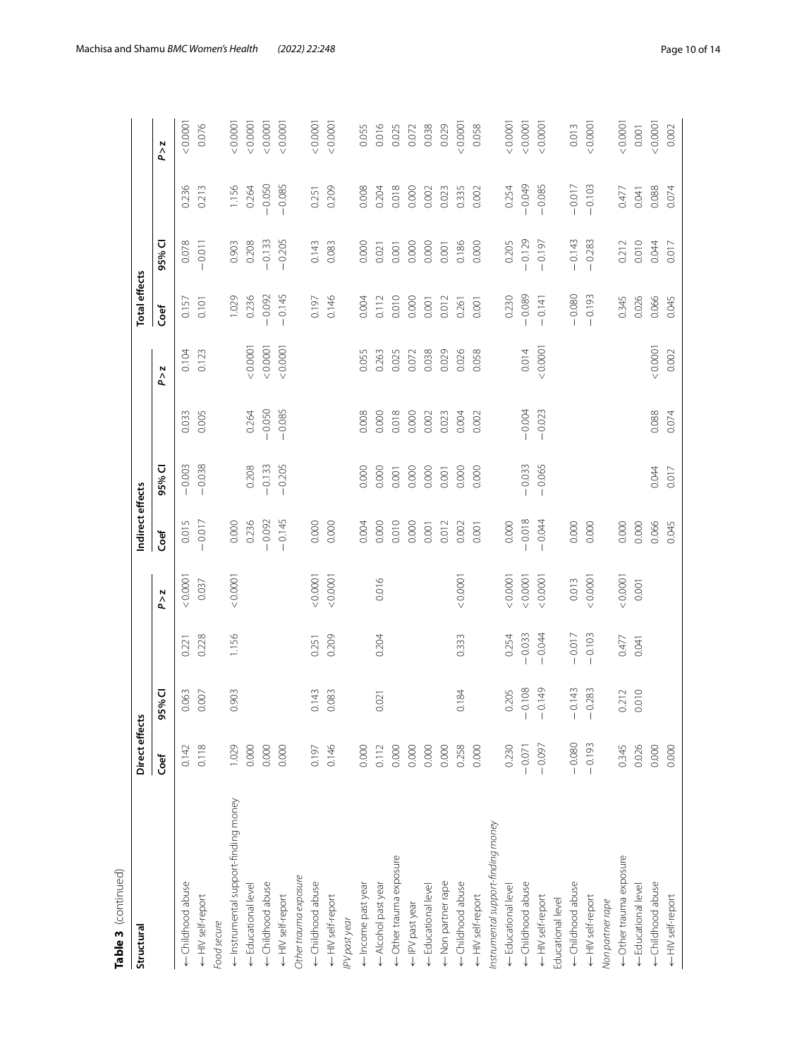**Table 3** (continued)

| Structural | Direct effects | | | | Indirect effects | | | | Total effects | | | |
|---|---|---|---|---|---|---|---|---|---|---|---|---|
| | Coef | 95% CI | | P > z | Coef | 95% CI | | P > z | Coef | 95% CI | | P > z |
| ← Childhood abuse | 0.142 | 0.063 | 0.221 | < 0.0001 | 0.015 | −0.003 | 0.033 | 0.104 | 0.157 | 0.078 | 0.236 | < 0.0001 |
| ← HIV self-report | 0.118 | 0.007 | 0.228 | 0.037 | −0.017 | −0.038 | 0.005 | 0.123 | 0.101 | −0.011 | 0.213 | 0.076 |
| *Food secure* | | | | | | | | | | | | |
| ← Instrumental support-finding money | 1.029 | 0.903 | 1.156 | < 0.0001 | 0.000 | | | | 1.029 | 0.903 | 1.156 | < 0.0001 |
| ← Educational level | 0.000 | | | | 0.236 | 0.208 | 0.264 | < 0.0001 | 0.236 | 0.208 | 0.264 | < 0.0001 |
| ← Childhood abuse | 0.000 | | | | −0.092 | −0.133 | −0.050 | < 0.0001 | −0.092 | −0.133 | −0.050 | < 0.0001 |
| ← HIV self-report | 0.000 | | | | −0.145 | −0.205 | −0.085 | < 0.0001 | −0.145 | −0.205 | −0.085 | < 0.0001 |
| *Other trauma exposure* | | | | | | | | | | | | |
| ← Childhood abuse | 0.197 | 0.143 | 0.251 | < 0.0001 | 0.000 | | | | 0.197 | 0.143 | 0.251 | < 0.0001 |
| ← HIV self-report | 0.146 | 0.083 | 0.209 | < 0.0001 | 0.000 | | | | 0.146 | 0.083 | 0.209 | < 0.0001 |
| *IPV past year* | | | | | | | | | | | | |
| ← Income past year | 0.000 | | | | 0.004 | 0.000 | 0.008 | 0.055 | 0.004 | 0.000 | 0.008 | 0.055 |
| ← Alcohol past year | 0.112 | 0.021 | 0.204 | 0.016 | 0.000 | 0.000 | 0.000 | 0.263 | 0.112 | 0.021 | 0.204 | 0.016 |
| ← Other trauma exposure | 0.000 | | | | 0.010 | 0.001 | 0.018 | 0.025 | 0.010 | 0.001 | 0.018 | 0.025 |
| ← IPV past year | 0.000 | | | | 0.000 | 0.000 | 0.000 | 0.072 | 0.000 | 0.000 | 0.000 | 0.072 |
| ← Educational level | 0.000 | | | | 0.001 | 0.000 | 0.002 | 0.038 | 0.001 | 0.000 | 0.002 | 0.038 |
| ← Non partner rape | 0.000 | | | | 0.012 | 0.001 | 0.023 | 0.029 | 0.012 | 0.001 | 0.023 | 0.029 |
| ← Childhood abuse | 0.258 | 0.184 | 0.333 | < 0.0001 | 0.002 | 0.000 | 0.004 | 0.026 | 0.261 | 0.186 | 0.335 | < 0.0001 |
| ← HIV self-report | 0.000 | | | | 0.001 | 0.000 | 0.002 | 0.058 | 0.001 | 0.000 | 0.002 | 0.058 |
| *Instrumental support-finding money* | | | | | | | | | | | | |
| ← Educational level | 0.230 | 0.205 | 0.254 | < 0.0001 | 0.000 | | | | 0.230 | 0.205 | 0.254 | < 0.0001 |
| ← Childhood abuse | −0.071 | −0.108 | −0.033 | < 0.0001 | −0.018 | −0.033 | −0.004 | 0.014 | −0.089 | −0.129 | −0.049 | < 0.0001 |
| ← HIV self-report | −0.097 | −0.149 | −0.044 | < 0.0001 | −0.044 | −0.065 | −0.023 | < 0.0001 | −0.141 | −0.197 | −0.085 | < 0.0001 |
| Educational level | | | | | | | | | | | | |
| ← Childhood abuse | −0.080 | −0.143 | −0.017 | 0.013 | 0.000 | | | | −0.080 | −0.143 | −0.017 | 0.013 |
| ← HIV self-report | −0.193 | −0.283 | −0.103 | < 0.0001 | 0.000 | | | | −0.193 | −0.283 | −0.103 | < 0.0001 |
| *Non partner rape* | | | | | | | | | | | | |
| ← Other trauma exposure | 0.345 | 0.212 | 0.477 | < 0.0001 | 0.000 | | | | 0.345 | 0.212 | 0.477 | < 0.0001 |
| ← Educational level | 0.026 | 0.010 | 0.041 | 0.001 | 0.000 | | | | 0.026 | 0.010 | 0.041 | 0.001 |
| ← Childhood abuse | 0.000 | | | | 0.066 | 0.044 | 0.088 | < 0.0001 | 0.066 | 0.044 | 0.088 | < 0.0001 |
| ← HIV self-report | 0.000 | | | | 0.045 | 0.017 | 0.074 | 0.002 | 0.045 | 0.017 | 0.074 | 0.002 |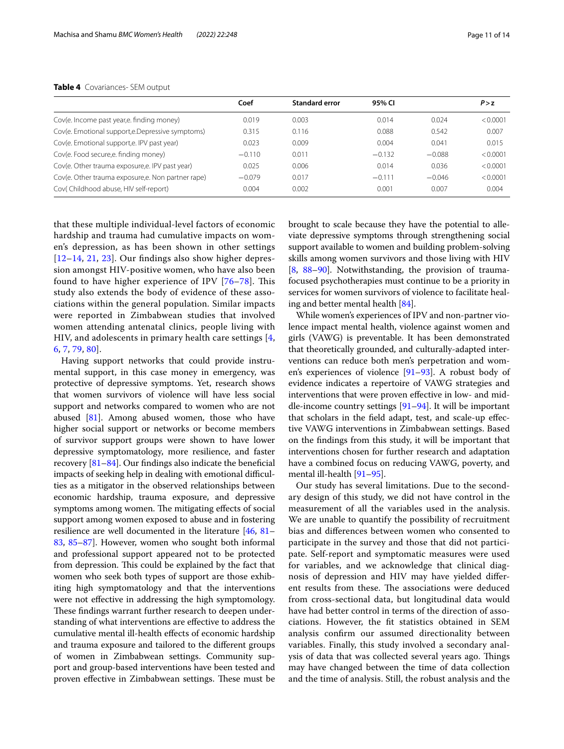**Table 4** Covariances- SEM output

| | Coef | Standard error | 95% CI | | P>z |
|---|---|---|---|---|---|
| Cov(e. Income past year,e. finding money) | 0.019 | 0.003 | 0.014 | 0.024 | <0.0001 |
| Cov(e. Emotional support,e.Depressive symptoms) | 0.315 | 0.116 | 0.088 | 0.542 | 0.007 |
| Cov(e. Emotional support,e. IPV past year) | 0.023 | 0.009 | 0.004 | 0.041 | 0.015 |
| Cov(e. Food secure,e. finding money) | −0.110 | 0.011 | −0.132 | −0.088 | <0.0001 |
| Cov(e. Other trauma exposure,e. IPV past year) | 0.025 | 0.006 | 0.014 | 0.036 | <0.0001 |
| Cov(e. Other trauma exposure,e. Non partner rape) | −0.079 | 0.017 | −0.111 | −0.046 | <0.0001 |
| Cov( Childhood abuse, HIV self-report) | 0.004 | 0.002 | 0.001 | 0.007 | 0.004 |

that these multiple individual-level factors of economic hardship and trauma had cumulative impacts on women's depression, as has been shown in other settings [12–14, 21, 23]. Our findings also show higher depression amongst HIV-positive women, who have also been found to have higher experience of IPV [76–78]. This study also extends the body of evidence of these associations within the general population. Similar impacts were reported in Zimbabwean studies that involved women attending antenatal clinics, people living with HIV, and adolescents in primary health care settings [4, 6, 7, 79, 80].

Having support networks that could provide instrumental support, in this case money in emergency, was protective of depressive symptoms. Yet, research shows that women survivors of violence will have less social support and networks compared to women who are not abused [81]. Among abused women, those who have higher social support or networks or become members of survivor support groups were shown to have lower depressive symptomatology, more resilience, and faster recovery [81–84]. Our findings also indicate the beneficial impacts of seeking help in dealing with emotional difficulties as a mitigator in the observed relationships between economic hardship, trauma exposure, and depressive symptoms among women. The mitigating effects of social support among women exposed to abuse and in fostering resilience are well documented in the literature [46, 81–83, 85–87]. However, women who sought both informal and professional support appeared not to be protected from depression. This could be explained by the fact that women who seek both types of support are those exhibiting high symptomatology and that the interventions were not effective in addressing the high symptomology. These findings warrant further research to deepen understanding of what interventions are effective to address the cumulative mental ill-health effects of economic hardship and trauma exposure and tailored to the different groups of women in Zimbabwean settings. Community support and group-based interventions have been tested and proven effective in Zimbabwean settings. These must be brought to scale because they have the potential to alleviate depressive symptoms through strengthening social support available to women and building problem-solving skills among women survivors and those living with HIV [8, 88–90]. Notwithstanding, the provision of trauma-focused psychotherapies must continue to be a priority in services for women survivors of violence to facilitate healing and better mental health [84].

While women's experiences of IPV and non-partner violence impact mental health, violence against women and girls (VAWG) is preventable. It has been demonstrated that theoretically grounded, and culturally-adapted interventions can reduce both men's perpetration and women's experiences of violence [91–93]. A robust body of evidence indicates a repertoire of VAWG strategies and interventions that were proven effective in low- and middle-income country settings [91–94]. It will be important that scholars in the field adapt, test, and scale-up effective VAWG interventions in Zimbabwean settings. Based on the findings from this study, it will be important that interventions chosen for further research and adaptation have a combined focus on reducing VAWG, poverty, and mental ill-health [91–95].

Our study has several limitations. Due to the secondary design of this study, we did not have control in the measurement of all the variables used in the analysis. We are unable to quantify the possibility of recruitment bias and differences between women who consented to participate in the survey and those that did not participate. Self-report and symptomatic measures were used for variables, and we acknowledge that clinical diagnosis of depression and HIV may have yielded different results from these. The associations were deduced from cross-sectional data, but longitudinal data would have had better control in terms of the direction of associations. However, the fit statistics obtained in SEM analysis confirm our assumed directionality between variables. Finally, this study involved a secondary analysis of data that was collected several years ago. Things may have changed between the time of data collection and the time of analysis. Still, the robust analysis and the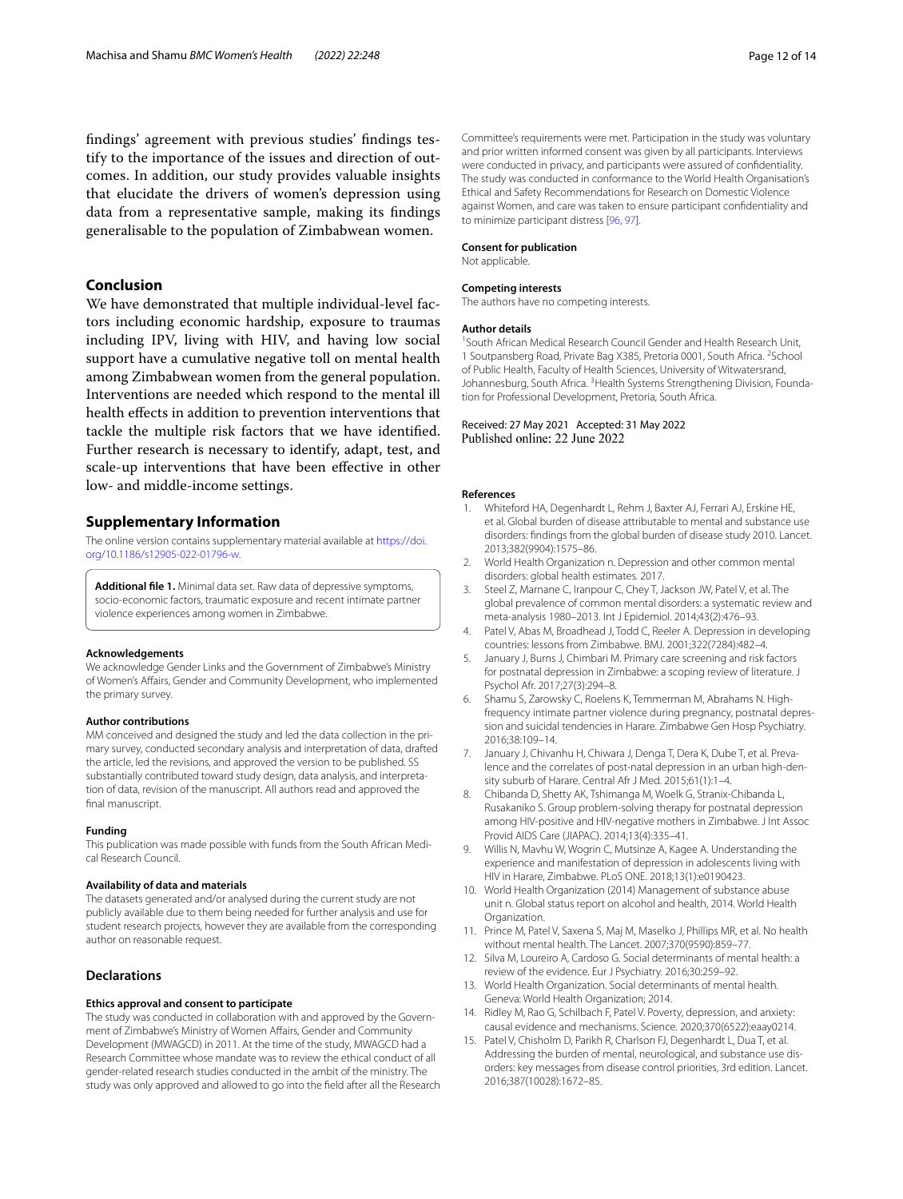findings' agreement with previous studies' findings testify to the importance of the issues and direction of outcomes. In addition, our study provides valuable insights that elucidate the drivers of women's depression using data from a representative sample, making its findings generalisable to the population of Zimbabwean women.

## Conclusion

We have demonstrated that multiple individual-level factors including economic hardship, exposure to traumas including IPV, living with HIV, and having low social support have a cumulative negative toll on mental health among Zimbabwean women from the general population. Interventions are needed which respond to the mental ill health effects in addition to prevention interventions that tackle the multiple risk factors that we have identified. Further research is necessary to identify, adapt, test, and scale-up interventions that have been effective in other low- and middle-income settings.

## Supplementary Information

The online version contains supplementary material available at https://doi.org/10.1186/s12905-022-01796-w.

**Additional file 1.** Minimal data set. Raw data of depressive symptoms, socio-economic factors, traumatic exposure and recent intimate partner violence experiences among women in Zimbabwe.

#### Acknowledgements

We acknowledge Gender Links and the Government of Zimbabwe's Ministry of Women's Affairs, Gender and Community Development, who implemented the primary survey.

#### Author contributions

MM conceived and designed the study and led the data collection in the primary survey, conducted secondary analysis and interpretation of data, drafted the article, led the revisions, and approved the version to be published. SS substantially contributed toward study design, data analysis, and interpretation of data, revision of the manuscript. All authors read and approved the final manuscript.

#### Funding

This publication was made possible with funds from the South African Medical Research Council.

#### Availability of data and materials

The datasets generated and/or analysed during the current study are not publicly available due to them being needed for further analysis and use for student research projects, however they are available from the corresponding author on reasonable request.

## Declarations

#### Ethics approval and consent to participate

The study was conducted in collaboration with and approved by the Government of Zimbabwe's Ministry of Women Affairs, Gender and Community Development (MWAGCD) in 2011. At the time of the study, MWAGCD had a Research Committee whose mandate was to review the ethical conduct of all gender-related research studies conducted in the ambit of the ministry. The study was only approved and allowed to go into the field after all the Research Committee's requirements were met. Participation in the study was voluntary and prior written informed consent was given by all participants. Interviews were conducted in privacy, and participants were assured of confidentiality. The study was conducted in conformance to the World Health Organisation's Ethical and Safety Recommendations for Research on Domestic Violence against Women, and care was taken to ensure participant confidentiality and to minimize participant distress [96, 97].

#### Consent for publication

Not applicable.

#### Competing interests

The authors have no competing interests.

#### Author details

[1] South African Medical Research Council Gender and Health Research Unit, 1 Soutpansberg Road, Private Bag X385, Pretoria 0001, South Africa. [2] School of Public Health, Faculty of Health Sciences, University of Witwatersrand, Johannesburg, South Africa. [3] Health Systems Strengthening Division, Foundation for Professional Development, Pretoria, South Africa.

Received: 27 May 2021 Accepted: 31 May 2022
Published online: 22 June 2022

#### References

1. Whiteford HA, Degenhardt L, Rehm J, Baxter AJ, Ferrari AJ, Erskine HE, et al. Global burden of disease attributable to mental and substance use disorders: findings from the global burden of disease study 2010. Lancet. 2013;382(9904):1575–86.
2. World Health Organization n. Depression and other common mental disorders: global health estimates. 2017.
3. Steel Z, Marnane C, Iranpour C, Chey T, Jackson JW, Patel V, et al. The global prevalence of common mental disorders: a systematic review and meta-analysis 1980–2013. Int J Epidemiol. 2014;43(2):476–93.
4. Patel V, Abas M, Broadhead J, Todd C, Reeler A. Depression in developing countries: lessons from Zimbabwe. BMJ. 2001;322(7284):482–4.
5. January J, Burns J, Chimbari M. Primary care screening and risk factors for postnatal depression in Zimbabwe: a scoping review of literature. J Psychol Afr. 2017;27(3):294–8.
6. Shamu S, Zarowsky C, Roelens K, Temmerman M, Abrahams N. High-frequency intimate partner violence during pregnancy, postnatal depression and suicidal tendencies in Harare. Zimbabwe Gen Hosp Psychiatry. 2016;38:109–14.
7. January J, Chivanhu H, Chiwara J, Denga T, Dera K, Dube T, et al. Prevalence and the correlates of post-natal depression in an urban high-density suburb of Harare. Central Afr J Med. 2015;61(1):1–4.
8. Chibanda D, Shetty AK, Tshimanga M, Woelk G, Stranix-Chibanda L, Rusakaniko S. Group problem-solving therapy for postnatal depression among HIV-positive and HIV-negative mothers in Zimbabwe. J Int Assoc Provid AIDS Care (JIAPAC). 2014;13(4):335–41.
9. Willis N, Mavhu W, Wogrin C, Mutsinze A, Kagee A. Understanding the experience and manifestation of depression in adolescents living with HIV in Harare, Zimbabwe. PLoS ONE. 2018;13(1):e0190423.
10. World Health Organization (2014) Management of substance abuse unit n. Global status report on alcohol and health, 2014. World Health Organization.
11. Prince M, Patel V, Saxena S, Maj M, Maselko J, Phillips MR, et al. No health without mental health. The Lancet. 2007;370(9590):859–77.
12. Silva M, Loureiro A, Cardoso G. Social determinants of mental health: a review of the evidence. Eur J Psychiatry. 2016;30:259–92.
13. World Health Organization. Social determinants of mental health. Geneva: World Health Organization; 2014.
14. Ridley M, Rao G, Schilbach F, Patel V. Poverty, depression, and anxiety: causal evidence and mechanisms. Science. 2020;370(6522):eaay0214.
15. Patel V, Chisholm D, Parikh R, Charlson FJ, Degenhardt L, Dua T, et al. Addressing the burden of mental, neurological, and substance use disorders: key messages from disease control priorities, 3rd edition. Lancet. 2016;387(10028):1672–85.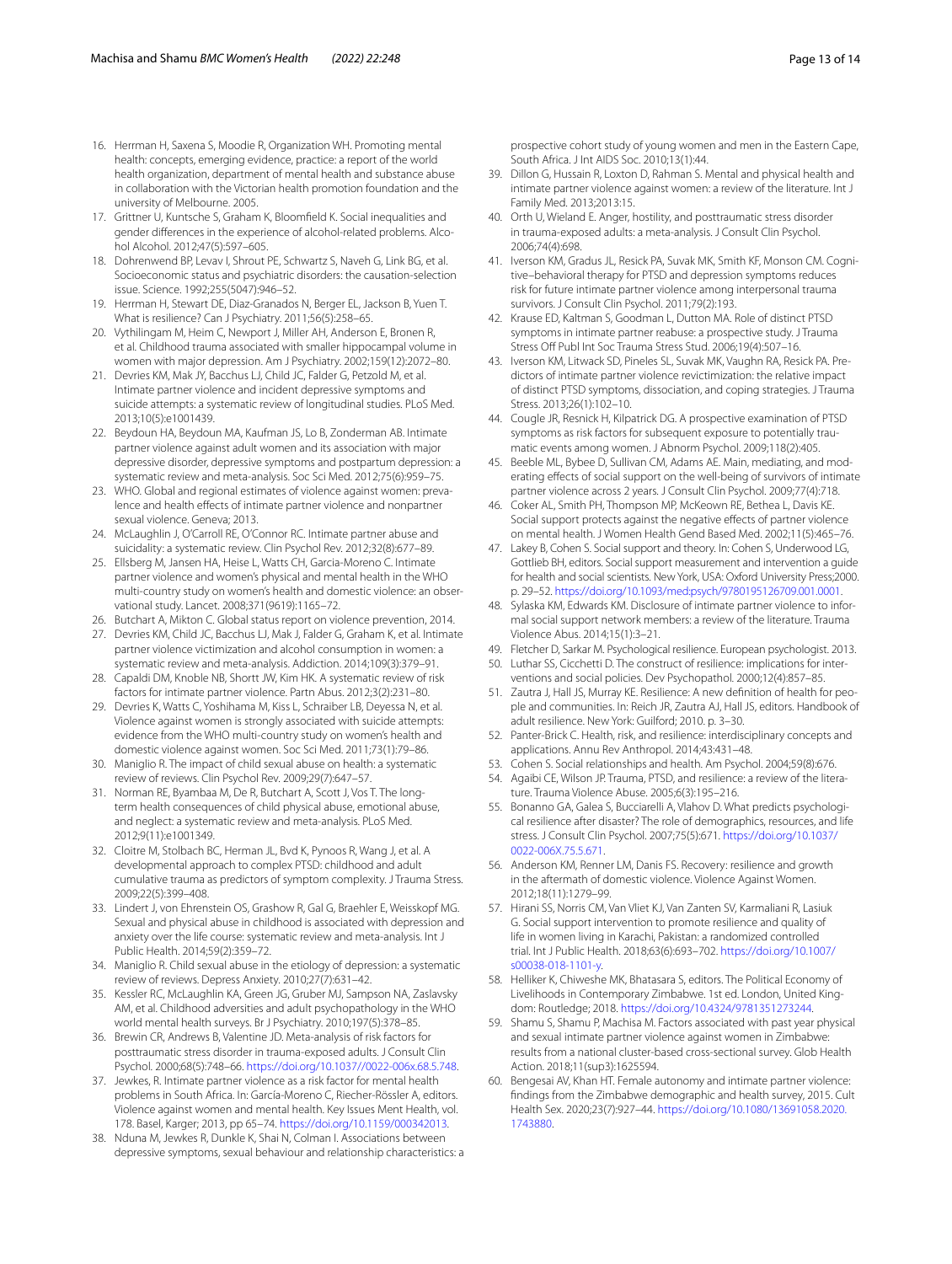16. Herrman H, Saxena S, Moodie R, Organization WH. Promoting mental health: concepts, emerging evidence, practice: a report of the world health organization, department of mental health and substance abuse in collaboration with the Victorian health promotion foundation and the university of Melbourne. 2005.
17. Grittner U, Kuntsche S, Graham K, Bloomfield K. Social inequalities and gender differences in the experience of alcohol-related problems. Alcohol Alcohol. 2012;47(5):597–605.
18. Dohrenwend BP, Levav I, Shrout PE, Schwartz S, Naveh G, Link BG, et al. Socioeconomic status and psychiatric disorders: the causation-selection issue. Science. 1992;255(5047):946–52.
19. Herrman H, Stewart DE, Diaz-Granados N, Berger EL, Jackson B, Yuen T. What is resilience? Can J Psychiatry. 2011;56(5):258–65.
20. Vythilingam M, Heim C, Newport J, Miller AH, Anderson E, Bronen R, et al. Childhood trauma associated with smaller hippocampal volume in women with major depression. Am J Psychiatry. 2002;159(12):2072–80.
21. Devries KM, Mak JY, Bacchus LJ, Child JC, Falder G, Petzold M, et al. Intimate partner violence and incident depressive symptoms and suicide attempts: a systematic review of longitudinal studies. PLoS Med. 2013;10(5):e1001439.
22. Beydoun HA, Beydoun MA, Kaufman JS, Lo B, Zonderman AB. Intimate partner violence against adult women and its association with major depressive disorder, depressive symptoms and postpartum depression: a systematic review and meta-analysis. Soc Sci Med. 2012;75(6):959–75.
23. WHO. Global and regional estimates of violence against women: prevalence and health effects of intimate partner violence and nonpartner sexual violence. Geneva; 2013.
24. McLaughlin J, O'Carroll RE, O'Connor RC. Intimate partner abuse and suicidality: a systematic review. Clin Psychol Rev. 2012;32(8):677–89.
25. Ellsberg M, Jansen HA, Heise L, Watts CH, Garcia-Moreno C. Intimate partner violence and women's physical and mental health in the WHO multi-country study on women's health and domestic violence: an observational study. Lancet. 2008;371(9619):1165–72.
26. Butchart A, Mikton C. Global status report on violence prevention, 2014.
27. Devries KM, Child JC, Bacchus LJ, Mak J, Falder G, Graham K, et al. Intimate partner violence victimization and alcohol consumption in women: a systematic review and meta-analysis. Addiction. 2014;109(3):379–91.
28. Capaldi DM, Knoble NB, Shortt JW, Kim HK. A systematic review of risk factors for intimate partner violence. Partn Abus. 2012;3(2):231–80.
29. Devries K, Watts C, Yoshihama M, Kiss L, Schraiber LB, Deyessa N, et al. Violence against women is strongly associated with suicide attempts: evidence from the WHO multi-country study on women's health and domestic violence against women. Soc Sci Med. 2011;73(1):79–86.
30. Maniglio R. The impact of child sexual abuse on health: a systematic review of reviews. Clin Psychol Rev. 2009;29(7):647–57.
31. Norman RE, Byambaa M, De R, Butchart A, Scott J, Vos T. The long-term health consequences of child physical abuse, emotional abuse, and neglect: a systematic review and meta-analysis. PLoS Med. 2012;9(11):e1001349.
32. Cloitre M, Stolbach BC, Herman JL, Bvd K, Pynoos R, Wang J, et al. A developmental approach to complex PTSD: childhood and adult cumulative trauma as predictors of symptom complexity. J Trauma Stress. 2009;22(5):399–408.
33. Lindert J, von Ehrenstein OS, Grashow R, Gal G, Braehler E, Weisskopf MG. Sexual and physical abuse in childhood is associated with depression and anxiety over the life course: systematic review and meta-analysis. Int J Public Health. 2014;59(2):359–72.
34. Maniglio R. Child sexual abuse in the etiology of depression: a systematic review of reviews. Depress Anxiety. 2010;27(7):631–42.
35. Kessler RC, McLaughlin KA, Green JG, Gruber MJ, Sampson NA, Zaslavsky AM, et al. Childhood adversities and adult psychopathology in the WHO world mental health surveys. Br J Psychiatry. 2010;197(5):378–85.
36. Brewin CR, Andrews B, Valentine JD. Meta-analysis of risk factors for posttraumatic stress disorder in trauma-exposed adults. J Consult Clin Psychol. 2000;68(5):748–66. https://doi.org/10.1037//0022-006x.68.5.748.
37. Jewkes, R. Intimate partner violence as a risk factor for mental health problems in South Africa. In: García-Moreno C, Riecher-Rössler A, editors. Violence against women and mental health. Key Issues Ment Health, vol. 178. Basel, Karger; 2013, pp 65–74. https://doi.org/10.1159/000342013.
38. Nduna M, Jewkes R, Dunkle K, Shai N, Colman I. Associations between depressive symptoms, sexual behaviour and relationship characteristics: a prospective cohort study of young women and men in the Eastern Cape, South Africa. J Int AIDS Soc. 2010;13(1):44.
39. Dillon G, Hussain R, Loxton D, Rahman S. Mental and physical health and intimate partner violence against women: a review of the literature. Int J Family Med. 2013;2013:15.
40. Orth U, Wieland E. Anger, hostility, and posttraumatic stress disorder in trauma-exposed adults: a meta-analysis. J Consult Clin Psychol. 2006;74(4):698.
41. Iverson KM, Gradus JL, Resick PA, Suvak MK, Smith KF, Monson CM. Cognitive–behavioral therapy for PTSD and depression symptoms reduces risk for future intimate partner violence among interpersonal trauma survivors. J Consult Clin Psychol. 2011;79(2):193.
42. Krause ED, Kaltman S, Goodman L, Dutton MA. Role of distinct PTSD symptoms in intimate partner reabuse: a prospective study. J Trauma Stress Off Publ Int Soc Trauma Stress Stud. 2006;19(4):507–16.
43. Iverson KM, Litwack SD, Pineles SL, Suvak MK, Vaughn RA, Resick PA. Predictors of intimate partner violence revictimization: the relative impact of distinct PTSD symptoms, dissociation, and coping strategies. J Trauma Stress. 2013;26(1):102–10.
44. Cougle JR, Resnick H, Kilpatrick DG. A prospective examination of PTSD symptoms as risk factors for subsequent exposure to potentially traumatic events among women. J Abnorm Psychol. 2009;118(2):405.
45. Beeble ML, Bybee D, Sullivan CM, Adams AE. Main, mediating, and moderating effects of social support on the well-being of survivors of intimate partner violence across 2 years. J Consult Clin Psychol. 2009;77(4):718.
46. Coker AL, Smith PH, Thompson MP, McKeown RE, Bethea L, Davis KE. Social support protects against the negative effects of partner violence on mental health. J Women Health Gend Based Med. 2002;11(5):465–76.
47. Lakey B, Cohen S. Social support and theory. In: Cohen S, Underwood LG, Gottlieb BH, editors. Social support measurement and intervention a guide for health and social scientists. New York, USA: Oxford University Press;2000. p. 29–52. https://doi.org/10.1093/med:psych/9780195126709.001.0001.
48. Sylaska KM, Edwards KM. Disclosure of intimate partner violence to informal social support network members: a review of the literature. Trauma Violence Abus. 2014;15(1):3–21.
49. Fletcher D, Sarkar M. Psychological resilience. European psychologist. 2013.
50. Luthar SS, Cicchetti D. The construct of resilience: implications for interventions and social policies. Dev Psychopathol. 2000;12(4):857–85.
51. Zautra J, Hall JS, Murray KE. Resilience: A new definition of health for people and communities. In: Reich JR, Zautra AJ, Hall JS, editors. Handbook of adult resilience. New York: Guilford; 2010. p. 3–30.
52. Panter-Brick C. Health, risk, and resilience: interdisciplinary concepts and applications. Annu Rev Anthropol. 2014;43:431–48.
53. Cohen S. Social relationships and health. Am Psychol. 2004;59(8):676.
54. Agaibi CE, Wilson JP. Trauma, PTSD, and resilience: a review of the literature. Trauma Violence Abuse. 2005;6(3):195–216.
55. Bonanno GA, Galea S, Bucciarelli A, Vlahov D. What predicts psychological resilience after disaster? The role of demographics, resources, and life stress. J Consult Clin Psychol. 2007;75(5):671. https://doi.org/10.1037/0022-006X.75.5.671.
56. Anderson KM, Renner LM, Danis FS. Recovery: resilience and growth in the aftermath of domestic violence. Violence Against Women. 2012;18(11):1279–99.
57. Hirani SS, Norris CM, Van Vliet KJ, Van Zanten SV, Karmaliani R, Lasiuk G. Social support intervention to promote resilience and quality of life in women living in Karachi, Pakistan: a randomized controlled trial. Int J Public Health. 2018;63(6):693–702. https://doi.org/10.1007/s00038-018-1101-y.
58. Helliker K, Chiweshe MK, Bhatasara S, editors. The Political Economy of Livelihoods in Contemporary Zimbabwe. 1st ed. London, United Kingdom: Routledge; 2018. https://doi.org/10.4324/9781351273244.
59. Shamu S, Shamu P, Machisa M. Factors associated with past year physical and sexual intimate partner violence against women in Zimbabwe: results from a national cluster-based cross-sectional survey. Glob Health Action. 2018;11(sup3):1625594.
60. Bengesai AV, Khan HT. Female autonomy and intimate partner violence: findings from the Zimbabwe demographic and health survey, 2015. Cult Health Sex. 2020;23(7):927–44. https://doi.org/10.1080/13691058.2020.1743880.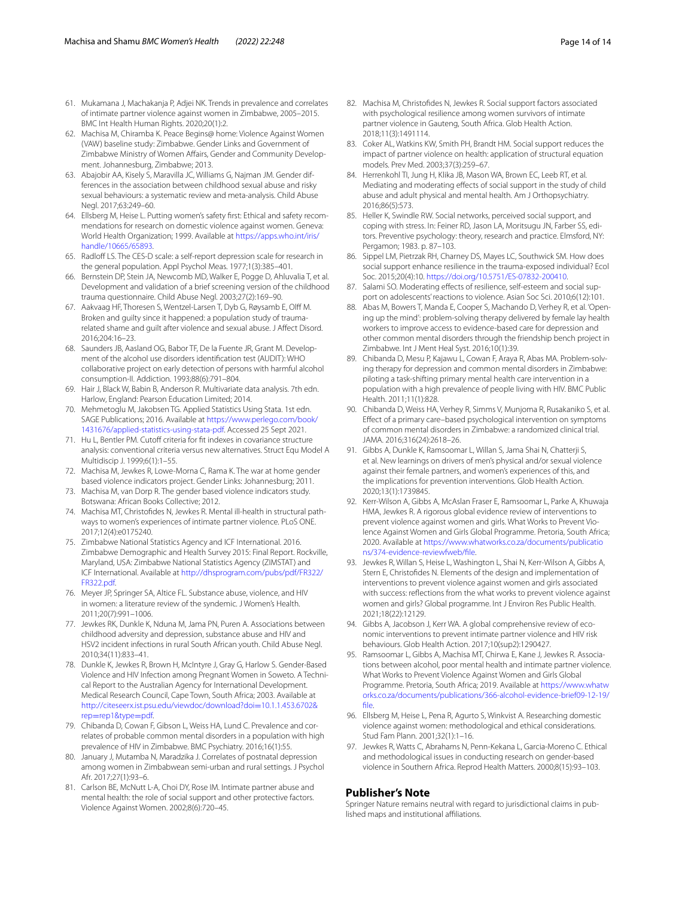61. Mukamana J, Machakanja P, Adjei NK. Trends in prevalence and correlates of intimate partner violence against women in Zimbabwe, 2005–2015. BMC Int Health Human Rights. 2020;20(1):2.
62. Machisa M, Chiramba K. Peace Begins@ home: Violence Against Women (VAW) baseline study: Zimbabwe. Gender Links and Government of Zimbabwe Ministry of Women Affairs, Gender and Community Development. Johannesburg, Zimbabwe; 2013.
63. Abajobir AA, Kisely S, Maravilla JC, Williams G, Najman JM. Gender differences in the association between childhood sexual abuse and risky sexual behaviours: a systematic review and meta-analysis. Child Abuse Negl. 2017;63:249–60.
64. Ellsberg M, Heise L. Putting women's safety first: Ethical and safety recommendations for research on domestic violence against women. Geneva: World Health Organization; 1999. Available at https://apps.who.int/iris/handle/10665/65893.
65. Radloff LS. The CES-D scale: a self-report depression scale for research in the general population. Appl Psychol Meas. 1977;1(3):385–401.
66. Bernstein DP, Stein JA, Newcomb MD, Walker E, Pogge D, Ahluvalia T, et al. Development and validation of a brief screening version of the childhood trauma questionnaire. Child Abuse Negl. 2003;27(2):169–90.
67. Aakvaag HF, Thoresen S, Wentzel-Larsen T, Dyb G, Røysamb E, Olff M. Broken and guilty since it happened: a population study of trauma-related shame and guilt after violence and sexual abuse. J Affect Disord. 2016;204:16–23.
68. Saunders JB, Aasland OG, Babor TF, De la Fuente JR, Grant M. Development of the alcohol use disorders identification test (AUDIT): WHO collaborative project on early detection of persons with harmful alcohol consumption-II. Addiction. 1993;88(6):791–804.
69. Hair J, Black W, Babin B, Anderson R. Multivariate data analysis. 7th edn. Harlow, England: Pearson Education Limited; 2014.
70. Mehmetoglu M, Jakobsen TG. Applied Statistics Using Stata. 1st edn. SAGE Publications; 2016. Available at https://www.perlego.com/book/1431676/applied-statistics-using-stata-pdf. Accessed 25 Sept 2021.
71. Hu L, Bentler PM. Cutoff criteria for fit indexes in covariance structure analysis: conventional criteria versus new alternatives. Struct Equ Model A Multidiscip J. 1999;6(1):1–55.
72. Machisa M, Jewkes R, Lowe-Morna C, Rama K. The war at home gender based violence indicators project. Gender Links: Johannesburg; 2011.
73. Machisa M, van Dorp R. The gender based violence indicators study. Botswana: African Books Collective; 2012.
74. Machisa MT, Christofides N, Jewkes R. Mental ill-health in structural pathways to women's experiences of intimate partner violence. PLoS ONE. 2017;12(4):e0175240.
75. Zimbabwe National Statistics Agency and ICF International. 2016. Zimbabwe Demographic and Health Survey 2015: Final Report. Rockville, Maryland, USA: Zimbabwe National Statistics Agency (ZIMSTAT) and ICF International. Available at http://dhsprogram.com/pubs/pdf/FR322/FR322.pdf.
76. Meyer JP, Springer SA, Altice FL. Substance abuse, violence, and HIV in women: a literature review of the syndemic. J Women's Health. 2011;20(7):991–1006.
77. Jewkes RK, Dunkle K, Nduna M, Jama PN, Puren A. Associations between childhood adversity and depression, substance abuse and HIV and HSV2 incident infections in rural South African youth. Child Abuse Negl. 2010;34(11):833–41.
78. Dunkle K, Jewkes R, Brown H, McIntyre J, Gray G, Harlow S. Gender-Based Violence and HIV Infection among Pregnant Women in Soweto. A Technical Report to the Australian Agency for International Development. Medical Research Council, Cape Town, South Africa; 2003. Available at http://citeseerx.ist.psu.edu/viewdoc/download?doi=10.1.1.453.6702&rep=rep1&type=pdf.
79. Chibanda D, Cowan F, Gibson L, Weiss HA, Lund C. Prevalence and correlates of probable common mental disorders in a population with high prevalence of HIV in Zimbabwe. BMC Psychiatry. 2016;16(1):55.
80. January J, Mutamba N, Maradzika J. Correlates of postnatal depression among women in Zimbabwean semi-urban and rural settings. J Psychol Afr. 2017;27(1):93–6.
81. Carlson BE, McNutt L-A, Choi DY, Rose IM. Intimate partner abuse and mental health: the role of social support and other protective factors. Violence Against Women. 2002;8(6):720–45.
82. Machisa M, Christofides N, Jewkes R. Social support factors associated with psychological resilience among women survivors of intimate partner violence in Gauteng, South Africa. Glob Health Action. 2018;11(3):1491114.
83. Coker AL, Watkins KW, Smith PH, Brandt HM. Social support reduces the impact of partner violence on health: application of structural equation models. Prev Med. 2003;37(3):259–67.
84. Herrenkohl TI, Jung H, Klika JB, Mason WA, Brown EC, Leeb RT, et al. Mediating and moderating effects of social support in the study of child abuse and adult physical and mental health. Am J Orthopsychiatry. 2016;86(5):573.
85. Heller K, Swindle RW. Social networks, perceived social support, and coping with stress. In: Feiner RD, Jason LA, Moritsugu JN, Farber SS, editors. Preventive psychology: theory, research and practice. Elmsford, NY: Pergamon; 1983. p. 87–103.
86. Sippel LM, Pietrzak RH, Charney DS, Mayes LC, Southwick SM. How does social support enhance resilience in the trauma-exposed individual? Ecol Soc. 2015;20(4):10. https://doi.org/10.5751/ES-07832-200410.
87. Salami SO. Moderating effects of resilience, self-esteem and social support on adolescents' reactions to violence. Asian Soc Sci. 2010;6(12):101.
88. Abas M, Bowers T, Manda E, Cooper S, Machando D, Verhey R, et al. 'Opening up the mind': problem-solving therapy delivered by female lay health workers to improve access to evidence-based care for depression and other common mental disorders through the friendship bench project in Zimbabwe. Int J Ment Heal Syst. 2016;10(1):39.
89. Chibanda D, Mesu P, Kajawu L, Cowan F, Araya R, Abas MA. Problem-solving therapy for depression and common mental disorders in Zimbabwe: piloting a task-shifting primary mental health care intervention in a population with a high prevalence of people living with HIV. BMC Public Health. 2011;11(1):828.
90. Chibanda D, Weiss HA, Verhey R, Simms V, Munjoma R, Rusakaniko S, et al. Effect of a primary care–based psychological intervention on symptoms of common mental disorders in Zimbabwe: a randomized clinical trial. JAMA. 2016;316(24):2618–26.
91. Gibbs A, Dunkle K, Ramsoomar L, Willan S, Jama Shai N, Chatterji S, et al. New learnings on drivers of men's physical and/or sexual violence against their female partners, and women's experiences of this, and the implications for prevention interventions. Glob Health Action. 2020;13(1):1739845.
92. Kerr-Wilson A, Gibbs A, McAslan Fraser E, Ramsoomar L, Parke A, Khuwaja HMA, Jewkes R. A rigorous global evidence review of interventions to prevent violence against women and girls. What Works to Prevent Violence Against Women and Girls Global Programme. Pretoria, South Africa; 2020. Available at https://www.whatworks.co.za/documents/publications/374-evidence-reviewfweb/file.
93. Jewkes R, Willan S, Heise L, Washington L, Shai N, Kerr-Wilson A, Gibbs A, Stern E, Christofides N. Elements of the design and implementation of interventions to prevent violence against women and girls associated with success: reflections from the what works to prevent violence against women and girls? Global programme. Int J Environ Res Public Health. 2021;18(22):12129.
94. Gibbs A, Jacobson J, Kerr WA. A global comprehensive review of economic interventions to prevent intimate partner violence and HIV risk behaviours. Glob Health Action. 2017;10(sup2):1290427.
95. Ramsoomar L, Gibbs A, Machisa MT, Chirwa E, Kane J, Jewkes R. Associations between alcohol, poor mental health and intimate partner violence. What Works to Prevent Violence Against Women and Girls Global Programme. Pretoria, South Africa; 2019. Available at https://www.whatworks.co.za/documents/publications/366-alcohol-evidence-brief09-12-19/file.
96. Ellsberg M, Heise L, Pena R, Agurto S, Winkvist A. Researching domestic violence against women: methodological and ethical considerations. Stud Fam Plann. 2001;32(1):1–16.
97. Jewkes R, Watts C, Abrahams N, Penn-Kekana L, Garcia-Moreno C. Ethical and methodological issues in conducting research on gender-based violence in Southern Africa. Reprod Health Matters. 2000;8(15):93–103.

## Publisher's Note

Springer Nature remains neutral with regard to jurisdictional claims in published maps and institutional affiliations.